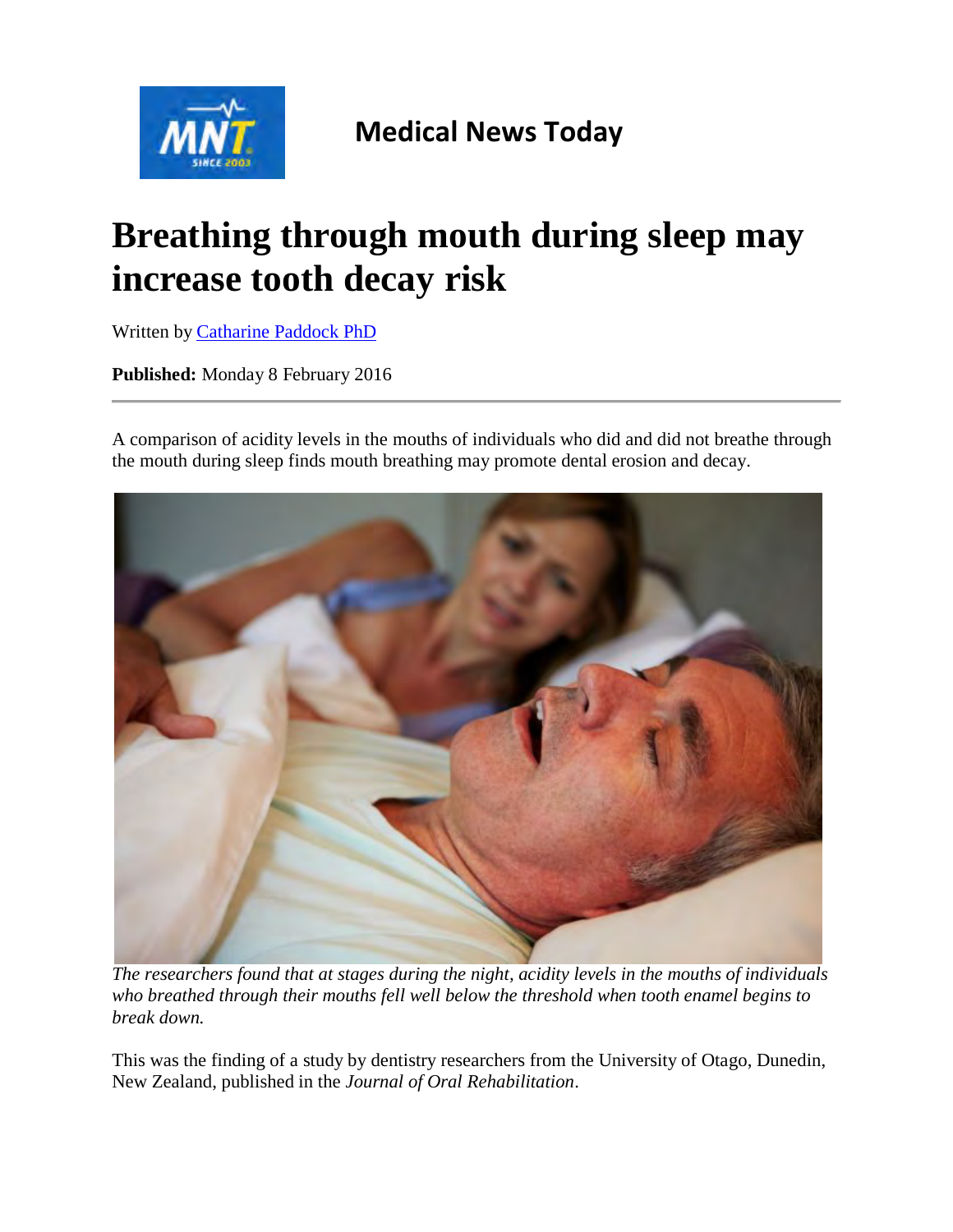Medical News Today

# Breathing through mouth during sleep may increase tooth decay risk

Written by Catharine Paddock PhD

**Published:** Monday 8 February 2016

---

A comparison of acidity levels in the mouths of individuals who did and did not breathe through the mouth during sleep finds mouth breathing may promote dental erosion and decay.

*The researchers found that at stages during the night, acidity levels in the mouths of individuals who breathed through their mouths fell well below the threshold when tooth enamel begins to break down.*

This was the finding of a study by dentistry researchers from the University of Otago, Dunedin, New Zealand, published in the *Journal of Oral Rehabilitation*.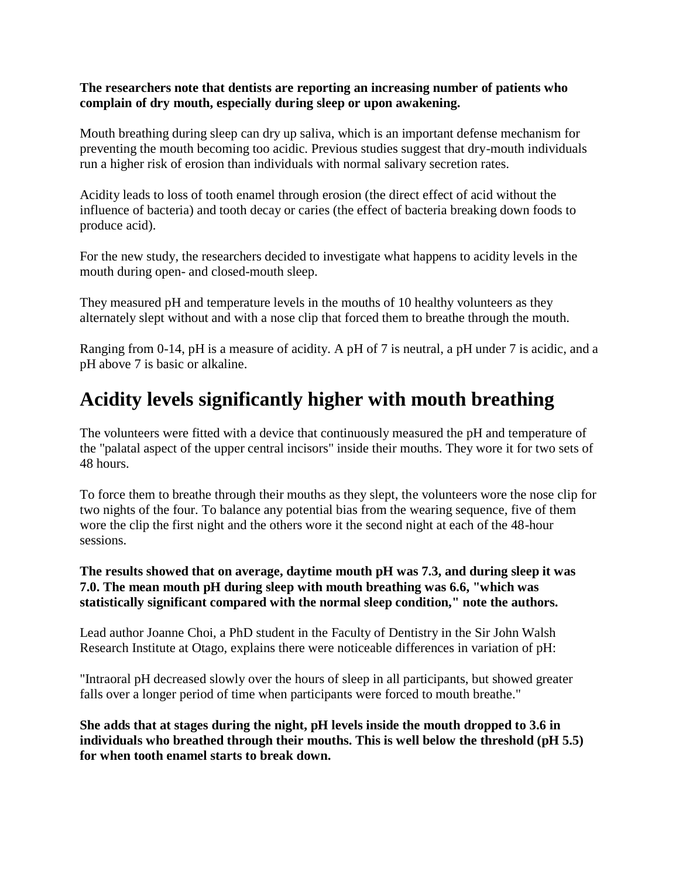**The researchers note that dentists are reporting an increasing number of patients who complain of dry mouth, especially during sleep or upon awakening.**

Mouth breathing during sleep can dry up saliva, which is an important defense mechanism for preventing the mouth becoming too acidic. Previous studies suggest that dry-mouth individuals run a higher risk of erosion than individuals with normal salivary secretion rates.

Acidity leads to loss of tooth enamel through erosion (the direct effect of acid without the influence of bacteria) and tooth decay or caries (the effect of bacteria breaking down foods to produce acid).

For the new study, the researchers decided to investigate what happens to acidity levels in the mouth during open- and closed-mouth sleep.

They measured pH and temperature levels in the mouths of 10 healthy volunteers as they alternately slept without and with a nose clip that forced them to breathe through the mouth.

Ranging from 0-14, pH is a measure of acidity. A pH of 7 is neutral, a pH under 7 is acidic, and a pH above 7 is basic or alkaline.

## Acidity levels significantly higher with mouth breathing

The volunteers were fitted with a device that continuously measured the pH and temperature of the "palatal aspect of the upper central incisors" inside their mouths. They wore it for two sets of 48 hours.

To force them to breathe through their mouths as they slept, the volunteers wore the nose clip for two nights of the four. To balance any potential bias from the wearing sequence, five of them wore the clip the first night and the others wore it the second night at each of the 48-hour sessions.

**The results showed that on average, daytime mouth pH was 7.3, and during sleep it was 7.0. The mean mouth pH during sleep with mouth breathing was 6.6, "which was statistically significant compared with the normal sleep condition," note the authors.**

Lead author Joanne Choi, a PhD student in the Faculty of Dentistry in the Sir John Walsh Research Institute at Otago, explains there were noticeable differences in variation of pH:

"Intraoral pH decreased slowly over the hours of sleep in all participants, but showed greater falls over a longer period of time when participants were forced to mouth breathe."

**She adds that at stages during the night, pH levels inside the mouth dropped to 3.6 in individuals who breathed through their mouths. This is well below the threshold (pH 5.5) for when tooth enamel starts to break down.**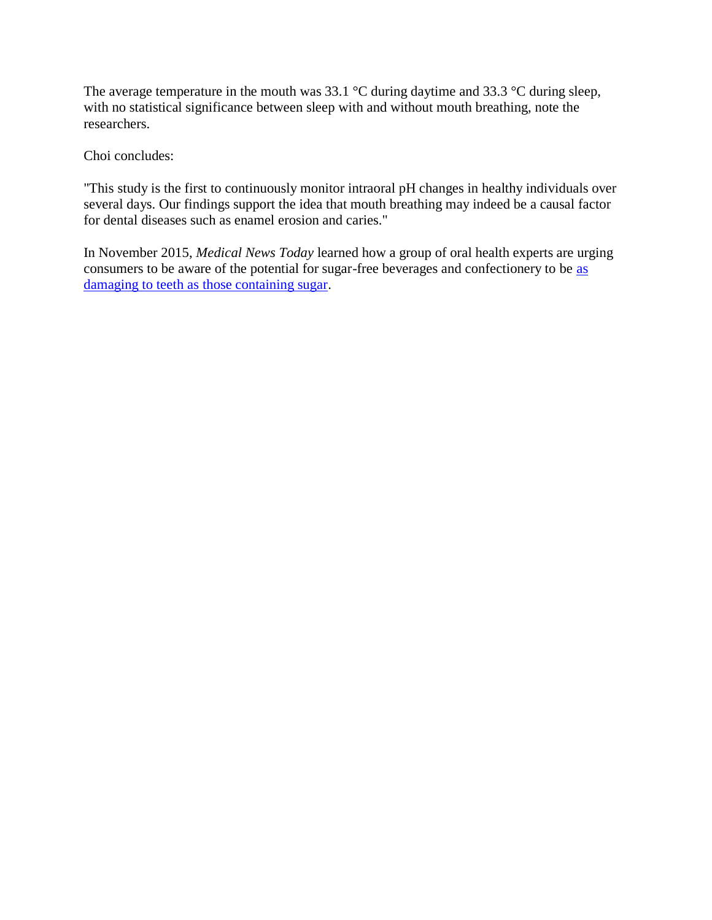The average temperature in the mouth was 33.1 °C during daytime and 33.3 °C during sleep, with no statistical significance between sleep with and without mouth breathing, note the researchers.

Choi concludes:

"This study is the first to continuously monitor intraoral pH changes in healthy individuals over several days. Our findings support the idea that mouth breathing may indeed be a causal factor for dental diseases such as enamel erosion and caries."

In November 2015, *Medical News Today* learned how a group of oral health experts are urging consumers to be aware of the potential for sugar-free beverages and confectionery to be as damaging to teeth as those containing sugar.